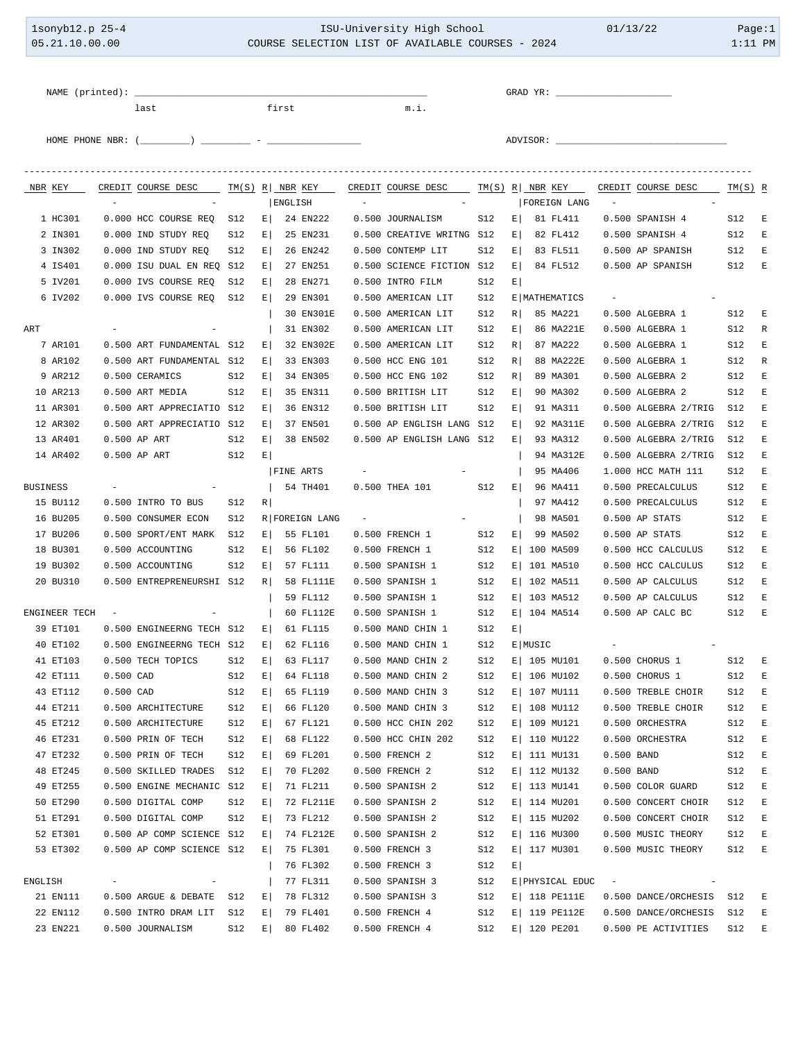1sonyb12.p 25-4 — ISU-University High School — 01/13/22
05.21.10.00.00 — COURSE SELECTION LIST OF AVAILABLE COURSES - 2024 — 1:11 PM

NAME (printed): ______________________________________________ GRAD YR: ____________________
last first m.i.

HOME PHONE NBR: (_________) _________ - ________________ ADVISOR: ______________________________

| NBR | KEY | CREDIT | COURSE DESC | TM(S) | R |
|---|---|---|---|---|---|
| | | - | - | | |
| 1 | HC301 | 0.000 | HCC COURSE REQ | S12 | E |
| 2 | IN301 | 0.000 | IND STUDY REQ | S12 | E |
| 3 | IN302 | 0.000 | IND STUDY REQ | S12 | E |
| 4 | IS401 | 0.000 | ISU DUAL EN REQ | S12 | E |
| 5 | IV201 | 0.000 | IVS COURSE REQ | S12 | E |
| 6 | IV202 | 0.000 | IVS COURSE REQ | S12 | E |
| **ART** | | - | - | | |
| 7 | AR101 | 0.500 | ART FUNDAMENTAL | S12 | E |
| 8 | AR102 | 0.500 | ART FUNDAMENTAL | S12 | E |
| 9 | AR212 | 0.500 | CERAMICS | S12 | E |
| 10 | AR213 | 0.500 | ART MEDIA | S12 | E |
| 11 | AR301 | 0.500 | ART APPRECIATIO | S12 | E |
| 12 | AR302 | 0.500 | ART APPRECIATIO | S12 | E |
| 13 | AR401 | 0.500 | AP ART | S12 | E |
| 14 | AR402 | 0.500 | AP ART | S12 | E |
| **BUSINESS** | | - | - | | |
| 15 | BU112 | 0.500 | INTRO TO BUS | S12 | R |
| 16 | BU205 | 0.500 | CONSUMER ECON | S12 | R |
| 17 | BU206 | 0.500 | SPORT/ENT MARK | S12 | E |
| 18 | BU301 | 0.500 | ACCOUNTING | S12 | E |
| 19 | BU302 | 0.500 | ACCOUNTING | S12 | E |
| 20 | BU310 | 0.500 | ENTREPRENEURSHI | S12 | R |
| **ENGINEER TECH** | | - | - | | |
| 39 | ET101 | 0.500 | ENGINEERNG TECH | S12 | E |
| 40 | ET102 | 0.500 | ENGINEERNG TECH | S12 | E |
| 41 | ET103 | 0.500 | TECH TOPICS | S12 | E |
| 42 | ET111 | 0.500 | CAD | S12 | E |
| 43 | ET112 | 0.500 | CAD | S12 | E |
| 44 | ET211 | 0.500 | ARCHITECTURE | S12 | E |
| 45 | ET212 | 0.500 | ARCHITECTURE | S12 | E |
| 46 | ET231 | 0.500 | PRIN OF TECH | S12 | E |
| 47 | ET232 | 0.500 | PRIN OF TECH | S12 | E |
| 48 | ET245 | 0.500 | SKILLED TRADES | S12 | E |
| 49 | ET255 | 0.500 | ENGINE MECHANIC | S12 | E |
| 50 | ET290 | 0.500 | DIGITAL COMP | S12 | E |
| 51 | ET291 | 0.500 | DIGITAL COMP | S12 | E |
| 52 | ET301 | 0.500 | AP COMP SCIENCE | S12 | E |
| 53 | ET302 | 0.500 | AP COMP SCIENCE | S12 | E |
| **ENGLISH** | | - | - | | |
| 21 | EN111 | 0.500 | ARGUE & DEBATE | S12 | E |
| 22 | EN112 | 0.500 | INTRO DRAM LIT | S12 | E |
| 23 | EN221 | 0.500 | JOURNALISM | S12 | E |
| **ENGLISH** | | - | - | | |
| 24 | EN222 | 0.500 | JOURNALISM | S12 | E |
| 25 | EN231 | 0.500 | CREATIVE WRITNG | S12 | E |
| 26 | EN242 | 0.500 | CONTEMP LIT | S12 | E |
| 27 | EN251 | 0.500 | SCIENCE FICTION | S12 | E |
| 28 | EN271 | 0.500 | INTRO FILM | S12 | E |
| 29 | EN301 | 0.500 | AMERICAN LIT | S12 | E |
| 30 | EN301E | 0.500 | AMERICAN LIT | S12 | R |
| 31 | EN302 | 0.500 | AMERICAN LIT | S12 | E |
| 32 | EN302E | 0.500 | AMERICAN LIT | S12 | R |
| 33 | EN303 | 0.500 | HCC ENG 101 | S12 | R |
| 34 | EN305 | 0.500 | HCC ENG 102 | S12 | R |
| 35 | EN311 | 0.500 | BRITISH LIT | S12 | E |
| 36 | EN312 | 0.500 | BRITISH LIT | S12 | E |
| 37 | EN501 | 0.500 | AP ENGLISH LANG | S12 | E |
| 38 | EN502 | 0.500 | AP ENGLISH LANG | S12 | E |
| **FINE ARTS** | | - | - | | |
| 54 | TH401 | 0.500 | THEA 101 | S12 | E |
| **FOREIGN LANG** | | - | - | | |
| 55 | FL101 | 0.500 | FRENCH 1 | S12 | E |
| 56 | FL102 | 0.500 | FRENCH 1 | S12 | E |
| 57 | FL111 | 0.500 | SPANISH 1 | S12 | E |
| 58 | FL111E | 0.500 | SPANISH 1 | S12 | E |
| 59 | FL112 | 0.500 | SPANISH 1 | S12 | E |
| 60 | FL112E | 0.500 | SPANISH 1 | S12 | E |
| 61 | FL115 | 0.500 | MAND CHIN 1 | S12 | E |
| 62 | FL116 | 0.500 | MAND CHIN 1 | S12 | E |
| 63 | FL117 | 0.500 | MAND CHIN 2 | S12 | E |
| 64 | FL118 | 0.500 | MAND CHIN 2 | S12 | E |
| 65 | FL119 | 0.500 | MAND CHIN 3 | S12 | E |
| 66 | FL120 | 0.500 | MAND CHIN 3 | S12 | E |
| 67 | FL121 | 0.500 | HCC CHIN 202 | S12 | E |
| 68 | FL122 | 0.500 | HCC CHIN 202 | S12 | E |
| 69 | FL201 | 0.500 | FRENCH 2 | S12 | E |
| 70 | FL202 | 0.500 | FRENCH 2 | S12 | E |
| 71 | FL211 | 0.500 | SPANISH 2 | S12 | E |
| 72 | FL211E | 0.500 | SPANISH 2 | S12 | E |
| 73 | FL212 | 0.500 | SPANISH 2 | S12 | E |
| 74 | FL212E | 0.500 | SPANISH 2 | S12 | E |
| 75 | FL301 | 0.500 | FRENCH 3 | S12 | E |
| 76 | FL302 | 0.500 | FRENCH 3 | S12 | E |
| 77 | FL311 | 0.500 | SPANISH 3 | S12 | E |
| 78 | FL312 | 0.500 | SPANISH 3 | S12 | E |
| 79 | FL401 | 0.500 | FRENCH 4 | S12 | E |
| 80 | FL402 | 0.500 | FRENCH 4 | S12 | E |
| **FOREIGN LANG** | | - | - | | |
| 81 | FL411 | 0.500 | SPANISH 4 | S12 | E |
| 82 | FL412 | 0.500 | SPANISH 4 | S12 | E |
| 83 | FL511 | 0.500 | AP SPANISH | S12 | E |
| 84 | FL512 | 0.500 | AP SPANISH | S12 | E |
| **MATHEMATICS** | | - | - | | |
| 85 | MA221 | 0.500 | ALGEBRA 1 | S12 | E |
| 86 | MA221E | 0.500 | ALGEBRA 1 | S12 | R |
| 87 | MA222 | 0.500 | ALGEBRA 1 | S12 | E |
| 88 | MA222E | 0.500 | ALGEBRA 1 | S12 | R |
| 89 | MA301 | 0.500 | ALGEBRA 2 | S12 | E |
| 90 | MA302 | 0.500 | ALGEBRA 2 | S12 | E |
| 91 | MA311 | 0.500 | ALGEBRA 2/TRIG | S12 | E |
| 92 | MA311E | 0.500 | ALGEBRA 2/TRIG | S12 | E |
| 93 | MA312 | 0.500 | ALGEBRA 2/TRIG | S12 | E |
| 94 | MA312E | 0.500 | ALGEBRA 2/TRIG | S12 | E |
| 95 | MA406 | 1.000 | HCC MATH 111 | S12 | E |
| 96 | MA411 | 0.500 | PRECALCULUS | S12 | E |
| 97 | MA412 | 0.500 | PRECALCULUS | S12 | E |
| 98 | MA501 | 0.500 | AP STATS | S12 | E |
| 99 | MA502 | 0.500 | AP STATS | S12 | E |
| 100 | MA509 | 0.500 | HCC CALCULUS | S12 | E |
| 101 | MA510 | 0.500 | HCC CALCULUS | S12 | E |
| 102 | MA511 | 0.500 | AP CALCULUS | S12 | E |
| 103 | MA512 | 0.500 | AP CALCULUS | S12 | E |
| 104 | MA514 | 0.500 | AP CALC BC | S12 | E |
| **MUSIC** | | - | - | | |
| 105 | MU101 | 0.500 | CHORUS 1 | S12 | E |
| 106 | MU102 | 0.500 | CHORUS 1 | S12 | E |
| 107 | MU111 | 0.500 | TREBLE CHOIR | S12 | E |
| 108 | MU112 | 0.500 | TREBLE CHOIR | S12 | E |
| 109 | MU121 | 0.500 | ORCHESTRA | S12 | E |
| 110 | MU122 | 0.500 | ORCHESTRA | S12 | E |
| 111 | MU131 | 0.500 | BAND | S12 | E |
| 112 | MU132 | 0.500 | BAND | S12 | E |
| 113 | MU141 | 0.500 | COLOR GUARD | S12 | E |
| 114 | MU201 | 0.500 | CONCERT CHOIR | S12 | E |
| 115 | MU202 | 0.500 | CONCERT CHOIR | S12 | E |
| 116 | MU300 | 0.500 | MUSIC THEORY | S12 | E |
| 117 | MU301 | 0.500 | MUSIC THEORY | S12 | E |
| **PHYSICAL EDUC** | | - | - | | |
| 118 | PE111E | 0.500 | DANCE/ORCHESIS | S12 | E |
| 119 | PE112E | 0.500 | DANCE/ORCHESIS | S12 | E |
| 120 | PE201 | 0.500 | PE ACTIVITIES | S12 | E |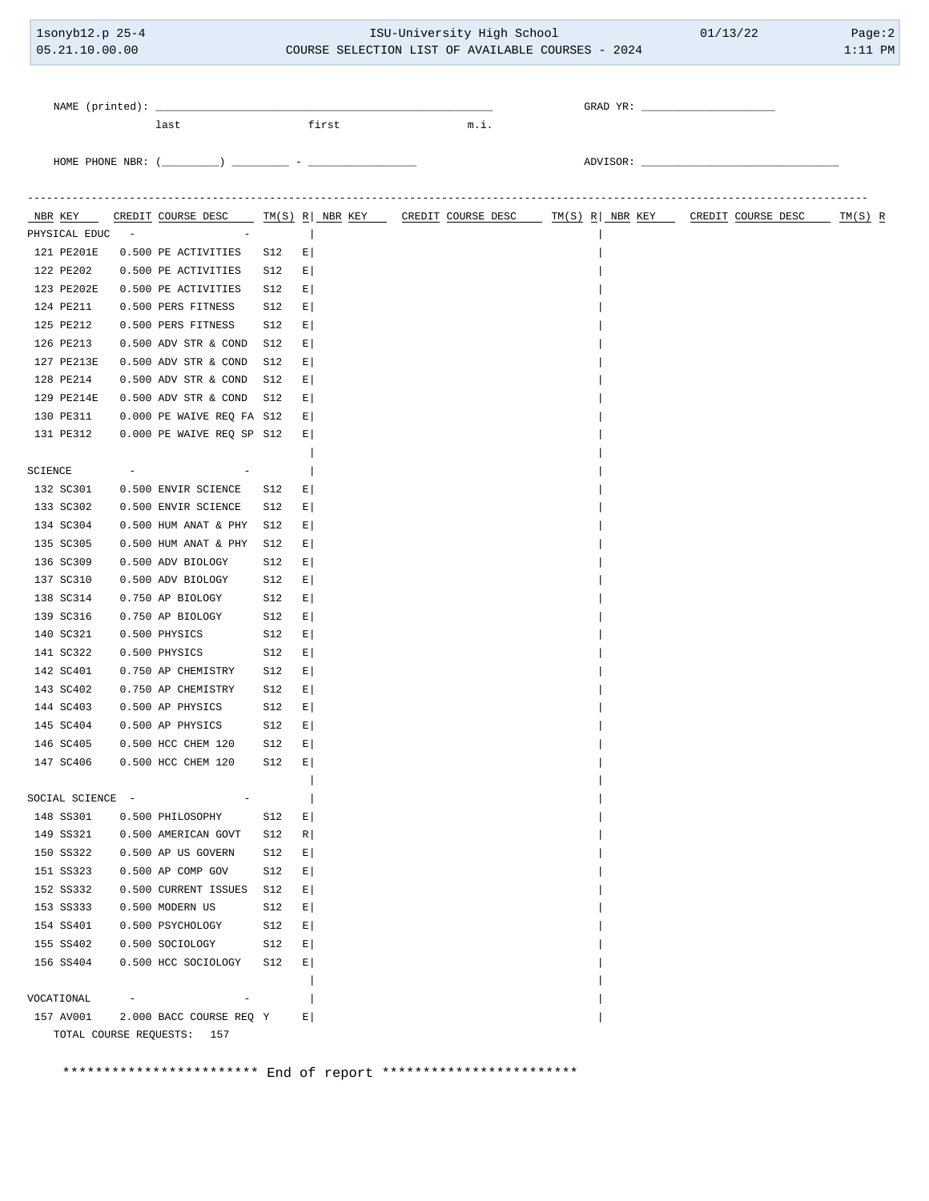# ISU-University High School

## COURSE SELECTION LIST OF AVAILABLE COURSES - 2024

NAME (printed): ______________________________ (last / first / m.i.)  GRAD YR: ______________

HOME PHONE NBR: (_______) _______ - __________  ADVISOR: ______________________

| NBR | KEY | CREDIT | COURSE DESC | TM(S) | R |
|---|---|---|---|---|---|
| PHYSICAL EDUC | | | | | |
| 121 | PE201E | 0.500 | PE ACTIVITIES | S12 | E |
| 122 | PE202 | 0.500 | PE ACTIVITIES | S12 | E |
| 123 | PE202E | 0.500 | PE ACTIVITIES | S12 | E |
| 124 | PE211 | 0.500 | PERS FITNESS | S12 | E |
| 125 | PE212 | 0.500 | PERS FITNESS | S12 | E |
| 126 | PE213 | 0.500 | ADV STR & COND | S12 | E |
| 127 | PE213E | 0.500 | ADV STR & COND | S12 | E |
| 128 | PE214 | 0.500 | ADV STR & COND | S12 | E |
| 129 | PE214E | 0.500 | ADV STR & COND | S12 | E |
| 130 | PE311 | 0.000 | PE WAIVE REQ FA | S12 | E |
| 131 | PE312 | 0.000 | PE WAIVE REQ SP | S12 | E |
| SCIENCE | | | | | |
| 132 | SC301 | 0.500 | ENVIR SCIENCE | S12 | E |
| 133 | SC302 | 0.500 | ENVIR SCIENCE | S12 | E |
| 134 | SC304 | 0.500 | HUM ANAT & PHY | S12 | E |
| 135 | SC305 | 0.500 | HUM ANAT & PHY | S12 | E |
| 136 | SC309 | 0.500 | ADV BIOLOGY | S12 | E |
| 137 | SC310 | 0.500 | ADV BIOLOGY | S12 | E |
| 138 | SC314 | 0.750 | AP BIOLOGY | S12 | E |
| 139 | SC316 | 0.750 | AP BIOLOGY | S12 | E |
| 140 | SC321 | 0.500 | PHYSICS | S12 | E |
| 141 | SC322 | 0.500 | PHYSICS | S12 | E |
| 142 | SC401 | 0.750 | AP CHEMISTRY | S12 | E |
| 143 | SC402 | 0.750 | AP CHEMISTRY | S12 | E |
| 144 | SC403 | 0.500 | AP PHYSICS | S12 | E |
| 145 | SC404 | 0.500 | AP PHYSICS | S12 | E |
| 146 | SC405 | 0.500 | HCC CHEM 120 | S12 | E |
| 147 | SC406 | 0.500 | HCC CHEM 120 | S12 | E |
| SOCIAL SCIENCE | | | | | |
| 148 | SS301 | 0.500 | PHILOSOPHY | S12 | E |
| 149 | SS321 | 0.500 | AMERICAN GOVT | S12 | R |
| 150 | SS322 | 0.500 | AP US GOVERN | S12 | E |
| 151 | SS323 | 0.500 | AP COMP GOV | S12 | E |
| 152 | SS332 | 0.500 | CURRENT ISSUES | S12 | E |
| 153 | SS333 | 0.500 | MODERN US | S12 | E |
| 154 | SS401 | 0.500 | PSYCHOLOGY | S12 | E |
| 155 | SS402 | 0.500 | SOCIOLOGY | S12 | E |
| 156 | SS404 | 0.500 | HCC SOCIOLOGY | S12 | E |
| VOCATIONAL | | | | | |
| 157 | AV001 | 2.000 | BACC COURSE REQ | Y | E |

TOTAL COURSE REQUESTS: 157

************************ End of report ************************